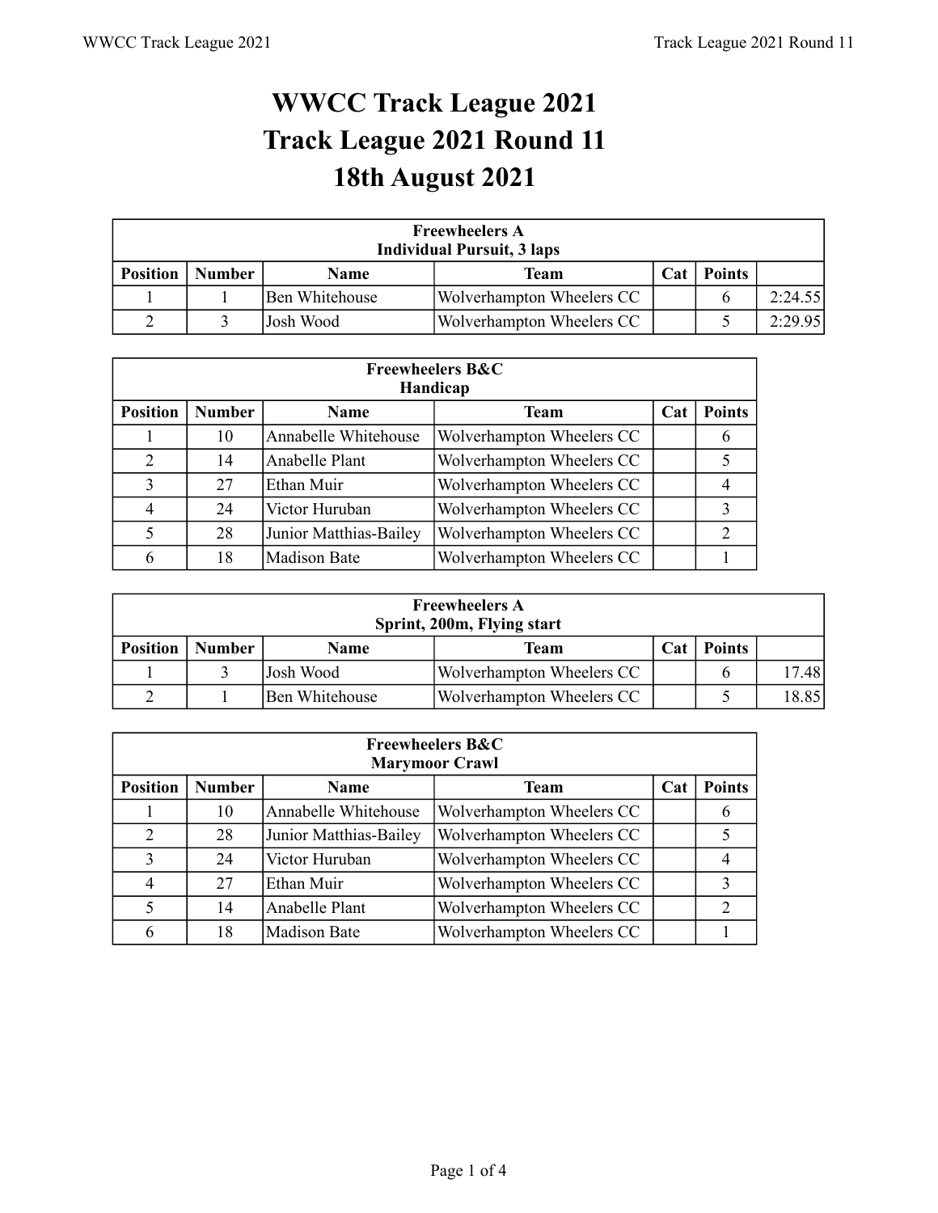# WWCC Track League 2021
# Track League 2021 Round 11
# 18th August 2021

**Freewheelers A**
**Individual Pursuit, 3 laps**

| Position | Number | Name | Team | Cat | Points | |
|---|---|---|---|---|---|---|
| 1 | 1 | Ben Whitehouse | Wolverhampton Wheelers CC | | 6 | 2:24.55 |
| 2 | 3 | Josh Wood | Wolverhampton Wheelers CC | | 5 | 2:29.95 |

**Freewheelers B&C**
**Handicap**

| Position | Number | Name | Team | Cat | Points |
|---|---|---|---|---|---|
| 1 | 10 | Annabelle Whitehouse | Wolverhampton Wheelers CC | | 6 |
| 2 | 14 | Anabelle Plant | Wolverhampton Wheelers CC | | 5 |
| 3 | 27 | Ethan Muir | Wolverhampton Wheelers CC | | 4 |
| 4 | 24 | Victor Huruban | Wolverhampton Wheelers CC | | 3 |
| 5 | 28 | Junior Matthias-Bailey | Wolverhampton Wheelers CC | | 2 |
| 6 | 18 | Madison Bate | Wolverhampton Wheelers CC | | 1 |

**Freewheelers A**
**Sprint, 200m, Flying start**

| Position | Number | Name | Team | Cat | Points | |
|---|---|---|---|---|---|---|
| 1 | 3 | Josh Wood | Wolverhampton Wheelers CC | | 6 | 17.48 |
| 2 | 1 | Ben Whitehouse | Wolverhampton Wheelers CC | | 5 | 18.85 |

**Freewheelers B&C**
**Marymoor Crawl**

| Position | Number | Name | Team | Cat | Points |
|---|---|---|---|---|---|
| 1 | 10 | Annabelle Whitehouse | Wolverhampton Wheelers CC | | 6 |
| 2 | 28 | Junior Matthias-Bailey | Wolverhampton Wheelers CC | | 5 |
| 3 | 24 | Victor Huruban | Wolverhampton Wheelers CC | | 4 |
| 4 | 27 | Ethan Muir | Wolverhampton Wheelers CC | | 3 |
| 5 | 14 | Anabelle Plant | Wolverhampton Wheelers CC | | 2 |
| 6 | 18 | Madison Bate | Wolverhampton Wheelers CC | | 1 |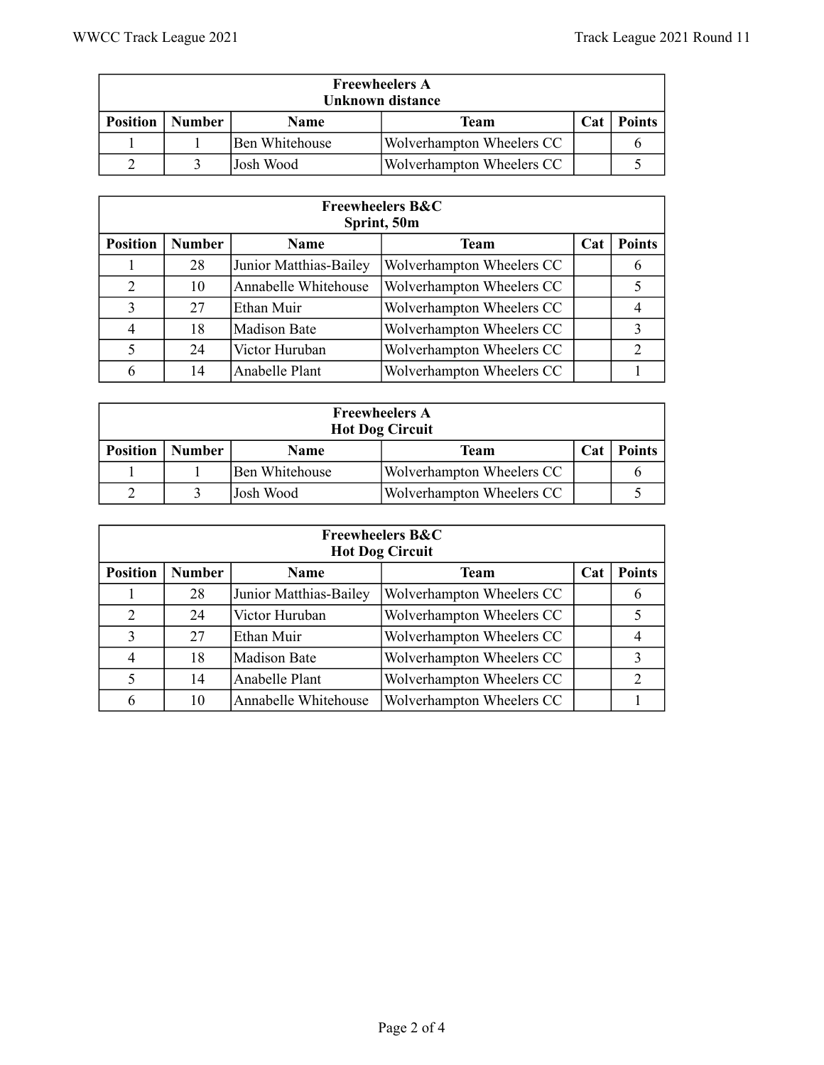| Freewheelers A<br>Unknown distance | | | | | |
|---|---|---|---|---|---|
| **Position** | **Number** | **Name** | **Team** | **Cat** | **Points** |
| 1 | 1 | Ben Whitehouse | Wolverhampton Wheelers CC | | 6 |
| 2 | 3 | Josh Wood | Wolverhampton Wheelers CC | | 5 |

| Freewheelers B&C<br>Sprint, 50m | | | | | |
|---|---|---|---|---|---|
| **Position** | **Number** | **Name** | **Team** | **Cat** | **Points** |
| 1 | 28 | Junior Matthias-Bailey | Wolverhampton Wheelers CC | | 6 |
| 2 | 10 | Annabelle Whitehouse | Wolverhampton Wheelers CC | | 5 |
| 3 | 27 | Ethan Muir | Wolverhampton Wheelers CC | | 4 |
| 4 | 18 | Madison Bate | Wolverhampton Wheelers CC | | 3 |
| 5 | 24 | Victor Huruban | Wolverhampton Wheelers CC | | 2 |
| 6 | 14 | Anabelle Plant | Wolverhampton Wheelers CC | | 1 |

| Freewheelers A<br>Hot Dog Circuit | | | | | |
|---|---|---|---|---|---|
| **Position** | **Number** | **Name** | **Team** | **Cat** | **Points** |
| 1 | 1 | Ben Whitehouse | Wolverhampton Wheelers CC | | 6 |
| 2 | 3 | Josh Wood | Wolverhampton Wheelers CC | | 5 |

| Freewheelers B&C<br>Hot Dog Circuit | | | | | |
|---|---|---|---|---|---|
| **Position** | **Number** | **Name** | **Team** | **Cat** | **Points** |
| 1 | 28 | Junior Matthias-Bailey | Wolverhampton Wheelers CC | | 6 |
| 2 | 24 | Victor Huruban | Wolverhampton Wheelers CC | | 5 |
| 3 | 27 | Ethan Muir | Wolverhampton Wheelers CC | | 4 |
| 4 | 18 | Madison Bate | Wolverhampton Wheelers CC | | 3 |
| 5 | 14 | Anabelle Plant | Wolverhampton Wheelers CC | | 2 |
| 6 | 10 | Annabelle Whitehouse | Wolverhampton Wheelers CC | | 1 |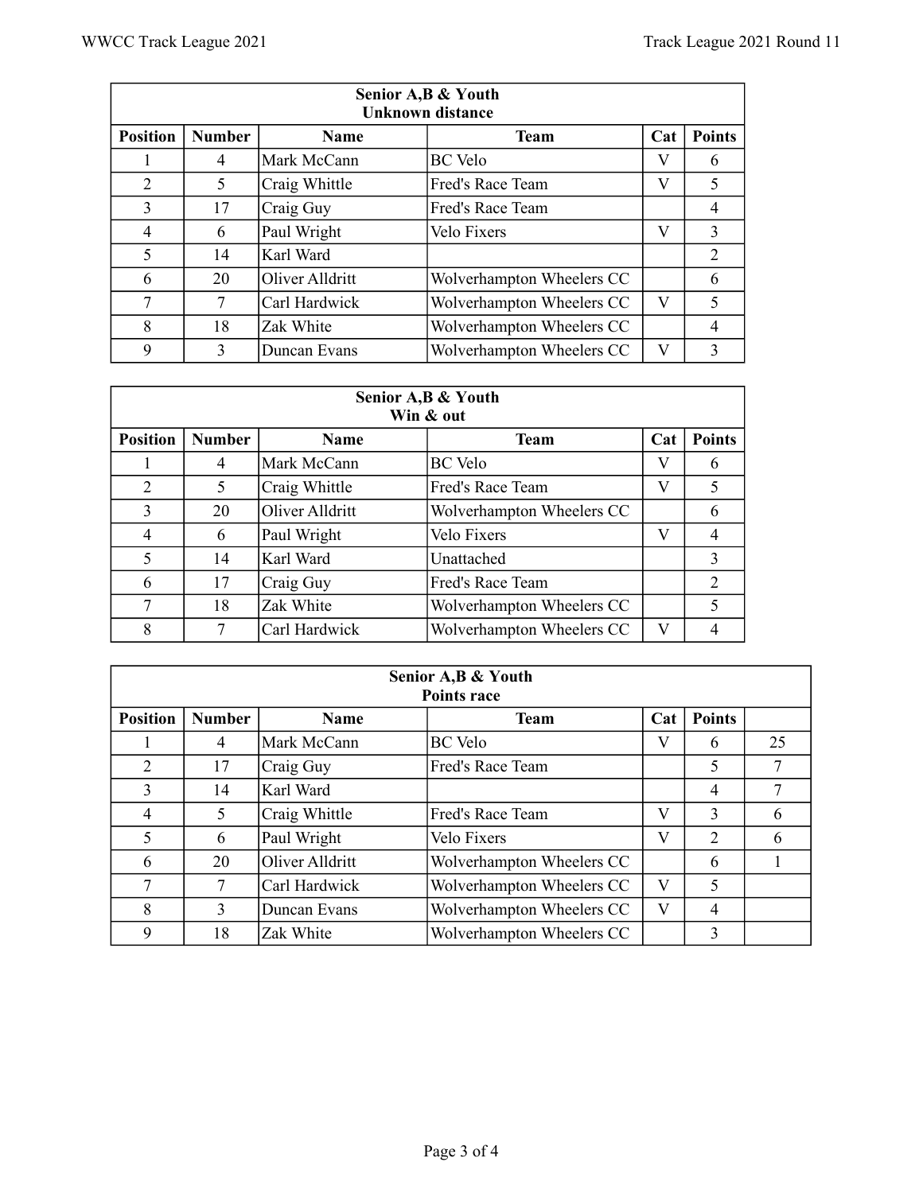| Senior A,B & Youth<br>Unknown distance | | | | | |
|---|---|---|---|---|---|
| **Position** | **Number** | **Name** | **Team** | **Cat** | **Points** |
| 1 | 4 | Mark McCann | BC Velo | V | 6 |
| 2 | 5 | Craig Whittle | Fred's Race Team | V | 5 |
| 3 | 17 | Craig Guy | Fred's Race Team | | 4 |
| 4 | 6 | Paul Wright | Velo Fixers | V | 3 |
| 5 | 14 | Karl Ward | | | 2 |
| 6 | 20 | Oliver Alldritt | Wolverhampton Wheelers CC | | 6 |
| 7 | 7 | Carl Hardwick | Wolverhampton Wheelers CC | V | 5 |
| 8 | 18 | Zak White | Wolverhampton Wheelers CC | | 4 |
| 9 | 3 | Duncan Evans | Wolverhampton Wheelers CC | V | 3 |

| Senior A,B & Youth<br>Win & out | | | | | |
|---|---|---|---|---|---|
| **Position** | **Number** | **Name** | **Team** | **Cat** | **Points** |
| 1 | 4 | Mark McCann | BC Velo | V | 6 |
| 2 | 5 | Craig Whittle | Fred's Race Team | V | 5 |
| 3 | 20 | Oliver Alldritt | Wolverhampton Wheelers CC | | 6 |
| 4 | 6 | Paul Wright | Velo Fixers | V | 4 |
| 5 | 14 | Karl Ward | Unattached | | 3 |
| 6 | 17 | Craig Guy | Fred's Race Team | | 2 |
| 7 | 18 | Zak White | Wolverhampton Wheelers CC | | 5 |
| 8 | 7 | Carl Hardwick | Wolverhampton Wheelers CC | V | 4 |

| Senior A,B & Youth<br>Points race | | | | | | |
|---|---|---|---|---|---|---|
| **Position** | **Number** | **Name** | **Team** | **Cat** | **Points** | |
| 1 | 4 | Mark McCann | BC Velo | V | 6 | 25 |
| 2 | 17 | Craig Guy | Fred's Race Team | | 5 | 7 |
| 3 | 14 | Karl Ward | | | 4 | 7 |
| 4 | 5 | Craig Whittle | Fred's Race Team | V | 3 | 6 |
| 5 | 6 | Paul Wright | Velo Fixers | V | 2 | 6 |
| 6 | 20 | Oliver Alldritt | Wolverhampton Wheelers CC | | 6 | 1 |
| 7 | 7 | Carl Hardwick | Wolverhampton Wheelers CC | V | 5 | |
| 8 | 3 | Duncan Evans | Wolverhampton Wheelers CC | V | 4 | |
| 9 | 18 | Zak White | Wolverhampton Wheelers CC | | 3 | |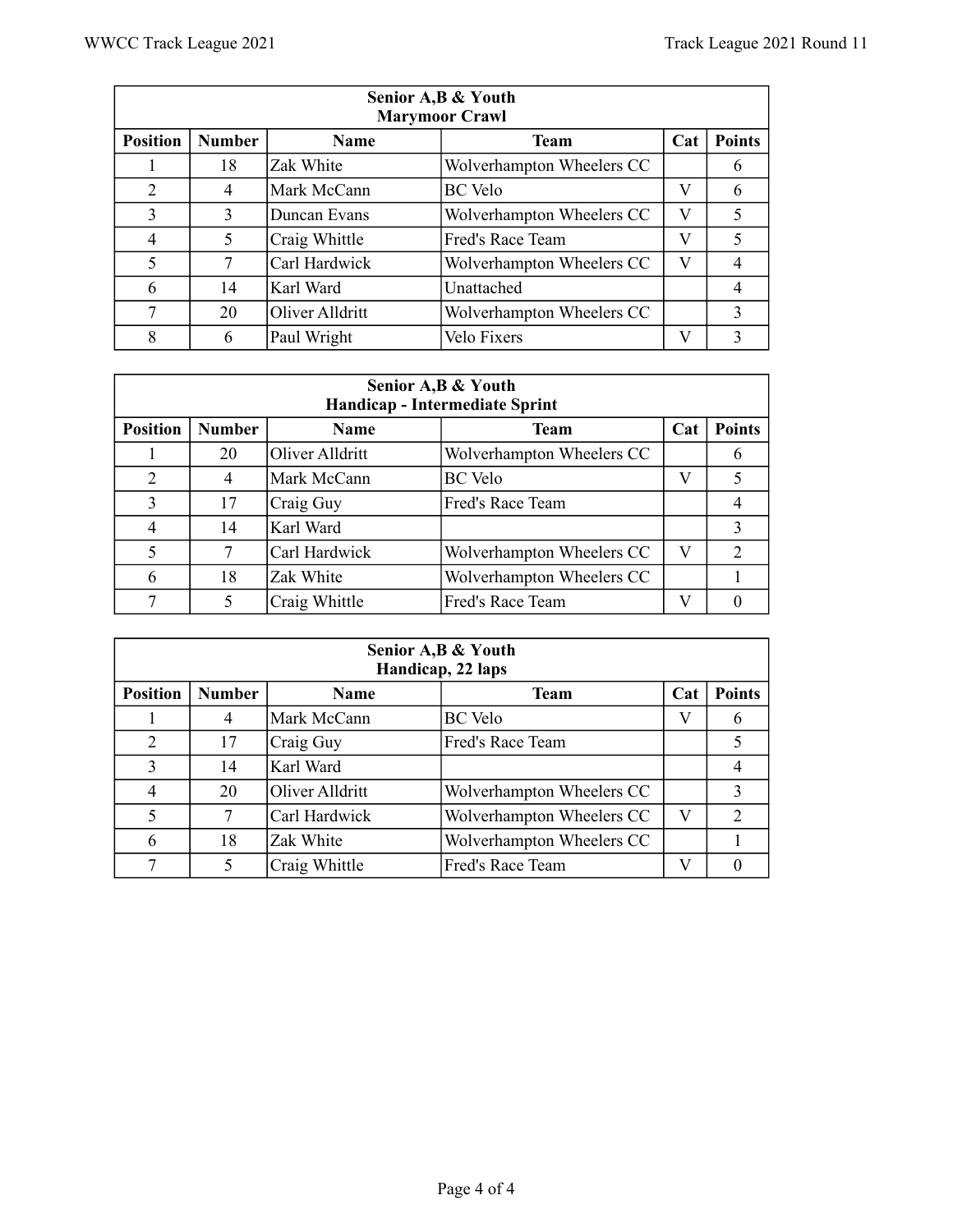| Senior A,B & Youth<br>Marymoor Crawl | | | | | |
|---|---|---|---|---|---|
| **Position** | **Number** | **Name** | **Team** | **Cat** | **Points** |
| 1 | 18 | Zak White | Wolverhampton Wheelers CC | | 6 |
| 2 | 4 | Mark McCann | BC Velo | V | 6 |
| 3 | 3 | Duncan Evans | Wolverhampton Wheelers CC | V | 5 |
| 4 | 5 | Craig Whittle | Fred's Race Team | V | 5 |
| 5 | 7 | Carl Hardwick | Wolverhampton Wheelers CC | V | 4 |
| 6 | 14 | Karl Ward | Unattached | | 4 |
| 7 | 20 | Oliver Alldritt | Wolverhampton Wheelers CC | | 3 |
| 8 | 6 | Paul Wright | Velo Fixers | V | 3 |

| Senior A,B & Youth<br>Handicap - Intermediate Sprint | | | | | |
|---|---|---|---|---|---|
| **Position** | **Number** | **Name** | **Team** | **Cat** | **Points** |
| 1 | 20 | Oliver Alldritt | Wolverhampton Wheelers CC | | 6 |
| 2 | 4 | Mark McCann | BC Velo | V | 5 |
| 3 | 17 | Craig Guy | Fred's Race Team | | 4 |
| 4 | 14 | Karl Ward | | | 3 |
| 5 | 7 | Carl Hardwick | Wolverhampton Wheelers CC | V | 2 |
| 6 | 18 | Zak White | Wolverhampton Wheelers CC | | 1 |
| 7 | 5 | Craig Whittle | Fred's Race Team | V | 0 |

| Senior A,B & Youth<br>Handicap, 22 laps | | | | | |
|---|---|---|---|---|---|
| **Position** | **Number** | **Name** | **Team** | **Cat** | **Points** |
| 1 | 4 | Mark McCann | BC Velo | V | 6 |
| 2 | 17 | Craig Guy | Fred's Race Team | | 5 |
| 3 | 14 | Karl Ward | | | 4 |
| 4 | 20 | Oliver Alldritt | Wolverhampton Wheelers CC | | 3 |
| 5 | 7 | Carl Hardwick | Wolverhampton Wheelers CC | V | 2 |
| 6 | 18 | Zak White | Wolverhampton Wheelers CC | | 1 |
| 7 | 5 | Craig Whittle | Fred's Race Team | V | 0 |